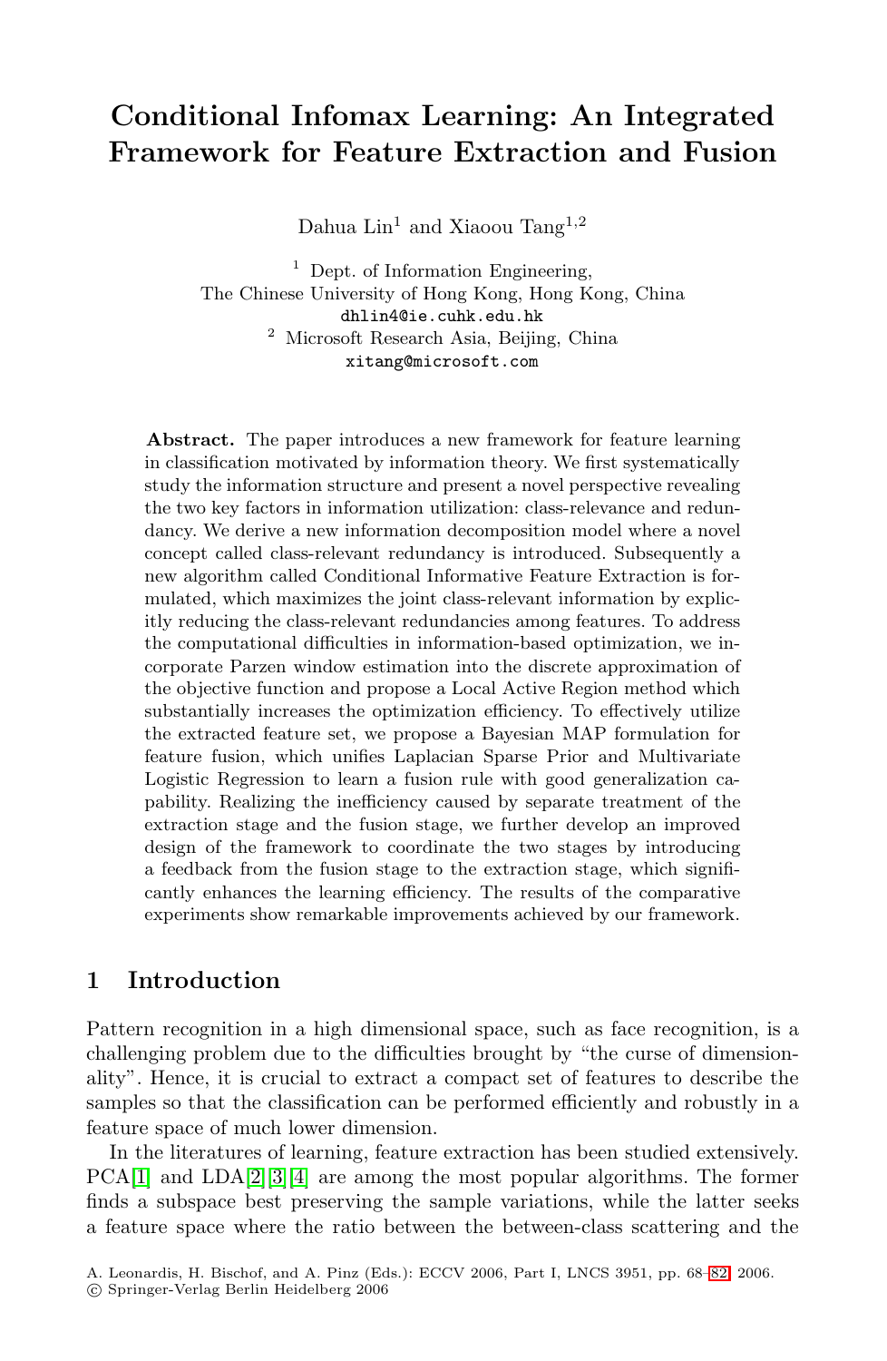# Conditional Infomax Learning: An Integrated Framework for Feature Extraction and Fusion

Dahua Lin[1] and Xiaoou Tang[1,2]

[1] Dept. of Information Engineering,
The Chinese University of Hong Kong, Hong Kong, China
dhlin4@ie.cuhk.edu.hk

[2] Microsoft Research Asia, Beijing, China
xitang@microsoft.com

**Abstract.** The paper introduces a new framework for feature learning in classification motivated by information theory. We first systematically study the information structure and present a novel perspective revealing the two key factors in information utilization: class-relevance and redundancy. We derive a new information decomposition model where a novel concept called class-relevant redundancy is introduced. Subsequently a new algorithm called Conditional Informative Feature Extraction is formulated, which maximizes the joint class-relevant information by explicitly reducing the class-relevant redundancies among features. To address the computational difficulties in information-based optimization, we incorporate Parzen window estimation into the discrete approximation of the objective function and propose a Local Active Region method which substantially increases the optimization efficiency. To effectively utilize the extracted feature set, we propose a Bayesian MAP formulation for feature fusion, which unifies Laplacian Sparse Prior and Multivariate Logistic Regression to learn a fusion rule with good generalization capability. Realizing the inefficiency caused by separate treatment of the extraction stage and the fusion stage, we further develop an improved design of the framework to coordinate the two stages by introducing a feedback from the fusion stage to the extraction stage, which significantly enhances the learning efficiency. The results of the comparative experiments show remarkable improvements achieved by our framework.

## 1 Introduction

Pattern recognition in a high dimensional space, such as face recognition, is a challenging problem due to the difficulties brought by "the curse of dimensionality". Hence, it is crucial to extract a compact set of features to describe the samples so that the classification can be performed efficiently and robustly in a feature space of much lower dimension.

In the literatures of learning, feature extraction has been studied extensively. PCA[1] and LDA[2][3][4] are among the most popular algorithms. The former finds a subspace best preserving the sample variations, while the latter seeks a feature space where the ratio between the between-class scattering and the

A. Leonardis, H. Bischof, and A. Pinz (Eds.): ECCV 2006, Part I, LNCS 3951, pp. 68–82, 2006.
© Springer-Verlag Berlin Heidelberg 2006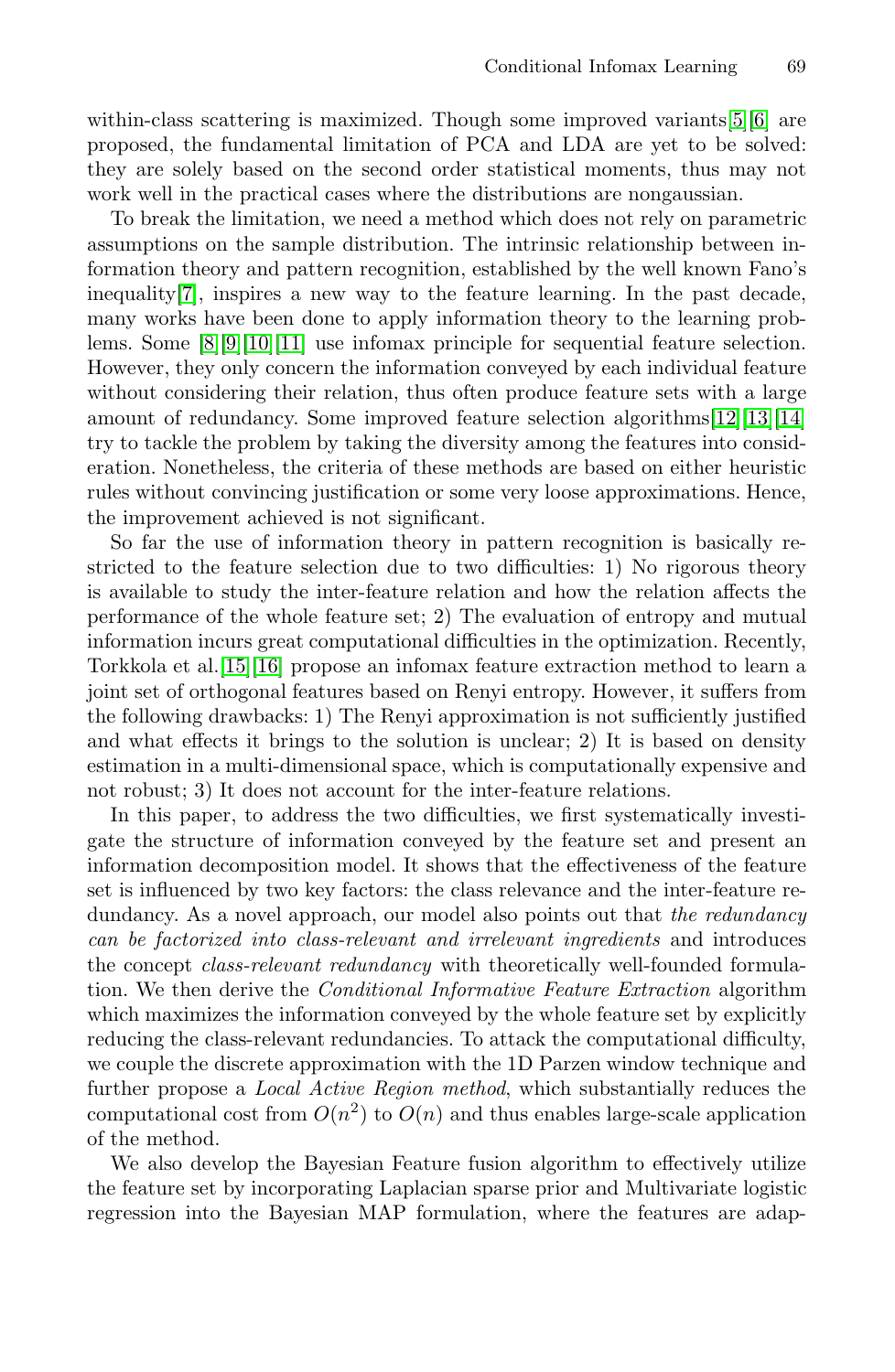within-class scattering is maximized. Though some improved variants[5][6] are proposed, the fundamental limitation of PCA and LDA are yet to be solved: they are solely based on the second order statistical moments, thus may not work well in the practical cases where the distributions are nongaussian.

To break the limitation, we need a method which does not rely on parametric assumptions on the sample distribution. The intrinsic relationship between information theory and pattern recognition, established by the well known Fano's inequality[7], inspires a new way to the feature learning. In the past decade, many works have been done to apply information theory to the learning problems. Some [8][9][10][11] use infomax principle for sequential feature selection. However, they only concern the information conveyed by each individual feature without considering their relation, thus often produce feature sets with a large amount of redundancy. Some improved feature selection algorithms[12][13][14] try to tackle the problem by taking the diversity among the features into consideration. Nonetheless, the criteria of these methods are based on either heuristic rules without convincing justification or some very loose approximations. Hence, the improvement achieved is not significant.

So far the use of information theory in pattern recognition is basically restricted to the feature selection due to two difficulties: 1) No rigorous theory is available to study the inter-feature relation and how the relation affects the performance of the whole feature set; 2) The evaluation of entropy and mutual information incurs great computational difficulties in the optimization. Recently, Torkkola et al.[15][16] propose an infomax feature extraction method to learn a joint set of orthogonal features based on Renyi entropy. However, it suffers from the following drawbacks: 1) The Renyi approximation is not sufficiently justified and what effects it brings to the solution is unclear; 2) It is based on density estimation in a multi-dimensional space, which is computationally expensive and not robust; 3) It does not account for the inter-feature relations.

In this paper, to address the two difficulties, we first systematically investigate the structure of information conveyed by the feature set and present an information decomposition model. It shows that the effectiveness of the feature set is influenced by two key factors: the class relevance and the inter-feature redundancy. As a novel approach, our model also points out that *the redundancy can be factorized into class-relevant and irrelevant ingredients* and introduces the concept *class-relevant redundancy* with theoretically well-founded formulation. We then derive the *Conditional Informative Feature Extraction* algorithm which maximizes the information conveyed by the whole feature set by explicitly reducing the class-relevant redundancies. To attack the computational difficulty, we couple the discrete approximation with the 1D Parzen window technique and further propose a *Local Active Region method*, which substantially reduces the computational cost from $O(n^2)$ to $O(n)$ and thus enables large-scale application of the method.

We also develop the Bayesian Feature fusion algorithm to effectively utilize the feature set by incorporating Laplacian sparse prior and Multivariate logistic regression into the Bayesian MAP formulation, where the features are adap-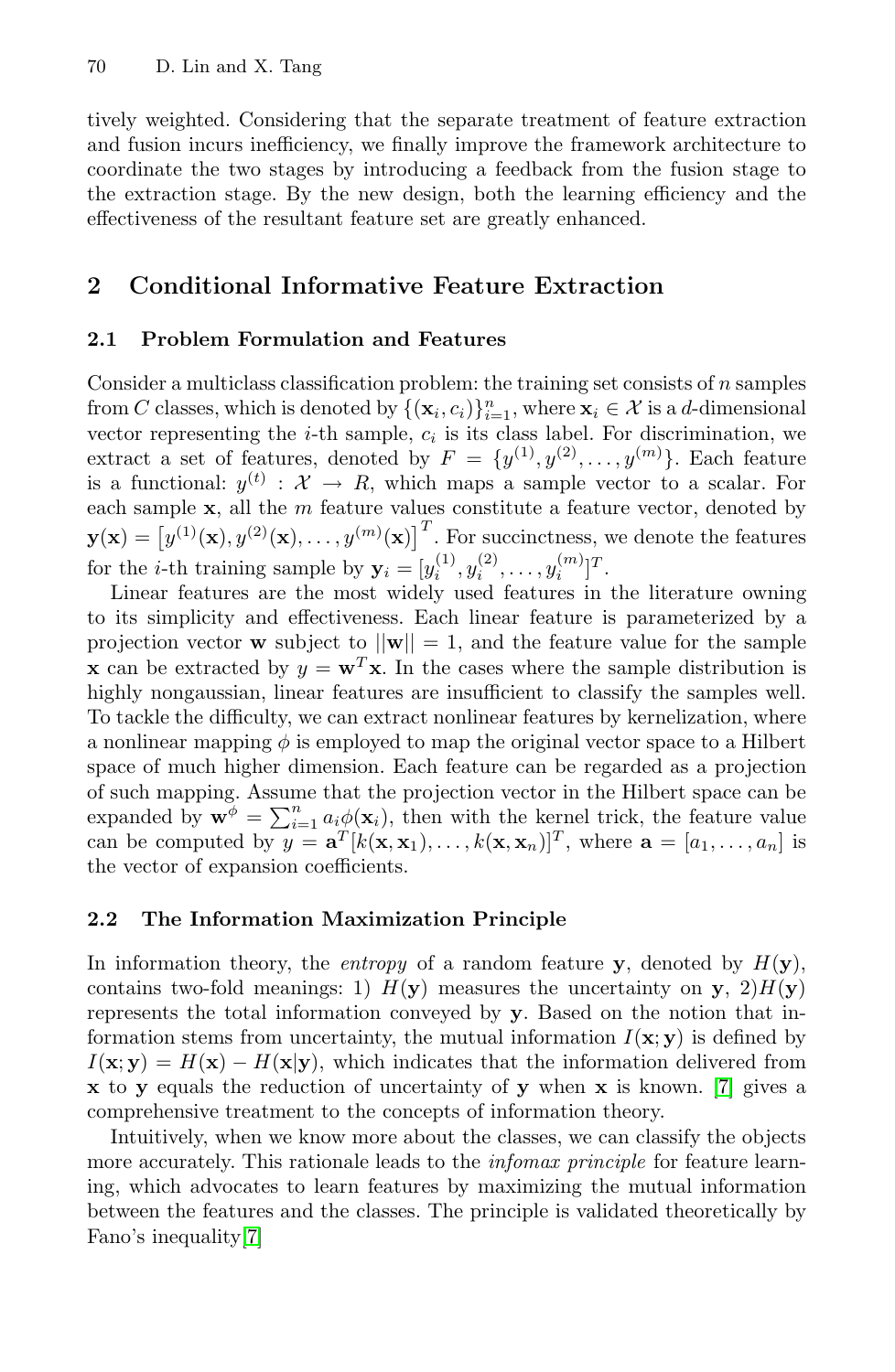tively weighted. Considering that the separate treatment of feature extraction and fusion incurs inefficiency, we finally improve the framework architecture to coordinate the two stages by introducing a feedback from the fusion stage to the extraction stage. By the new design, both the learning efficiency and the effectiveness of the resultant feature set are greatly enhanced.

## 2 Conditional Informative Feature Extraction

### 2.1 Problem Formulation and Features

Consider a multiclass classification problem: the training set consists of $n$ samples from $C$ classes, which is denoted by $\{(\mathbf{x}_i, c_i)\}_{i=1}^n$, where $\mathbf{x}_i \in \mathcal{X}$ is a $d$-dimensional vector representing the $i$-th sample, $c_i$ is its class label. For discrimination, we extract a set of features, denoted by $F = \{y^{(1)}, y^{(2)}, \ldots, y^{(m)}\}$. Each feature is a functional: $y^{(t)} : \mathcal{X} \to R$, which maps a sample vector to a scalar. For each sample $\mathbf{x}$, all the $m$ feature values constitute a feature vector, denoted by $\mathbf{y}(\mathbf{x}) = \left[y^{(1)}(\mathbf{x}), y^{(2)}(\mathbf{x}), \ldots, y^{(m)}(\mathbf{x})\right]^T$. For succinctness, we denote the features for the $i$-th training sample by $\mathbf{y}_i = [y_i^{(1)}, y_i^{(2)}, \ldots, y_i^{(m)}]^T$.

Linear features are the most widely used features in the literature owning to its simplicity and effectiveness. Each linear feature is parameterized by a projection vector $\mathbf{w}$ subject to $||\mathbf{w}|| = 1$, and the feature value for the sample $\mathbf{x}$ can be extracted by $y = \mathbf{w}^T\mathbf{x}$. In the cases where the sample distribution is highly nongaussian, linear features are insufficient to classify the samples well. To tackle the difficulty, we can extract nonlinear features by kernelization, where a nonlinear mapping $\phi$ is employed to map the original vector space to a Hilbert space of much higher dimension. Each feature can be regarded as a projection of such mapping. Assume that the projection vector in the Hilbert space can be expanded by $\mathbf{w}^\phi = \sum_{i=1}^n a_i \phi(\mathbf{x}_i)$, then with the kernel trick, the feature value can be computed by $y = \mathbf{a}^T[k(\mathbf{x}, \mathbf{x}_1), \ldots, k(\mathbf{x}, \mathbf{x}_n)]^T$, where $\mathbf{a} = [a_1, \ldots, a_n]$ is the vector of expansion coefficients.

### 2.2 The Information Maximization Principle

In information theory, the *entropy* of a random feature $\mathbf{y}$, denoted by $H(\mathbf{y})$, contains two-fold meanings: 1) $H(\mathbf{y})$ measures the uncertainty on $\mathbf{y}$, 2)$H(\mathbf{y})$ represents the total information conveyed by $\mathbf{y}$. Based on the notion that information stems from uncertainty, the mutual information $I(\mathbf{x}; \mathbf{y})$ is defined by $I(\mathbf{x}; \mathbf{y}) = H(\mathbf{x}) - H(\mathbf{x}|\mathbf{y})$, which indicates that the information delivered from $\mathbf{x}$ to $\mathbf{y}$ equals the reduction of uncertainty of $\mathbf{y}$ when $\mathbf{x}$ is known. [7] gives a comprehensive treatment to the concepts of information theory.

Intuitively, when we know more about the classes, we can classify the objects more accurately. This rationale leads to the *infomax principle* for feature learning, which advocates to learn features by maximizing the mutual information between the features and the classes. The principle is validated theoretically by Fano's inequality[7]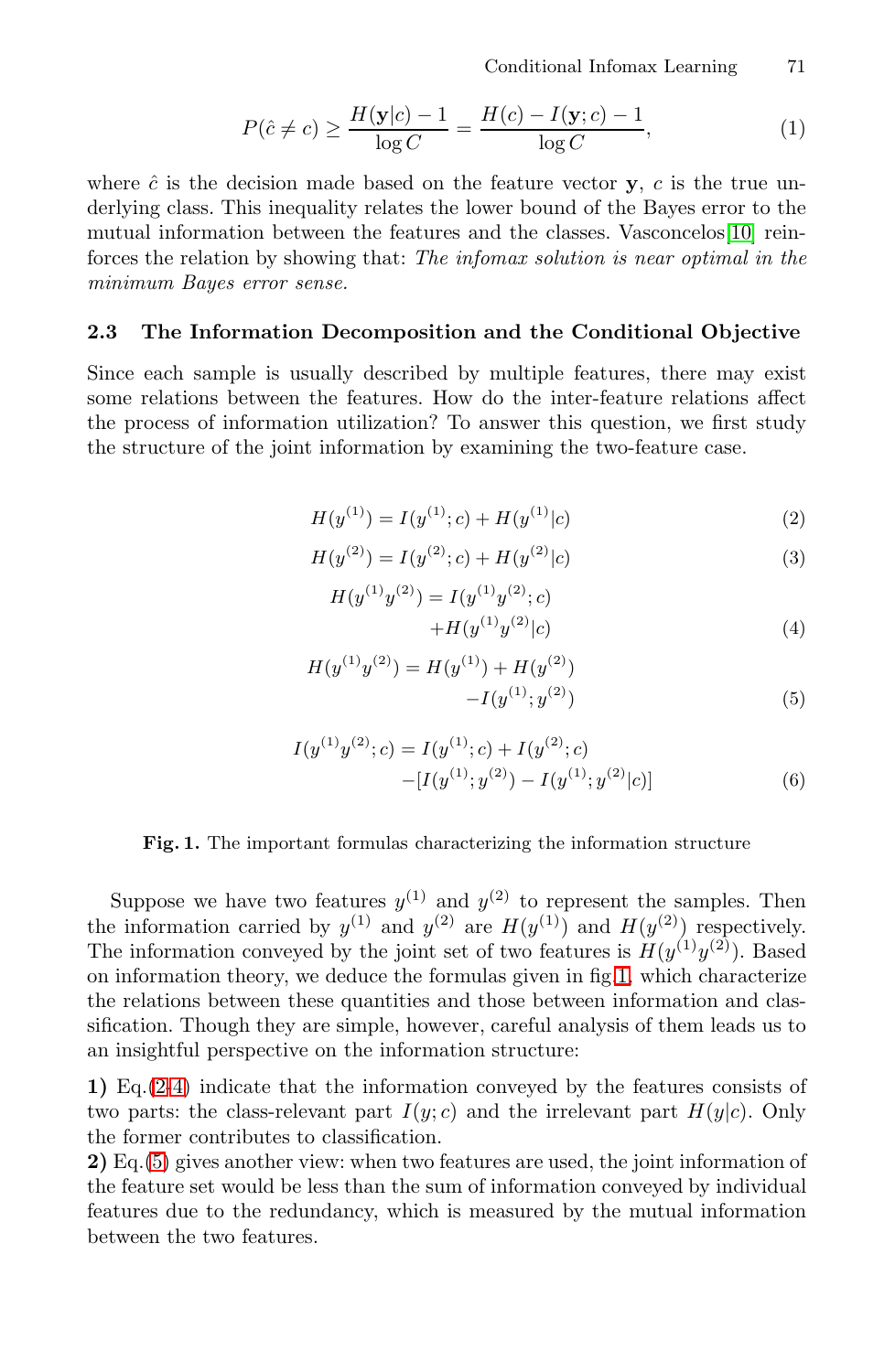$$P(\hat{c} \neq c) \geq \frac{H(\mathbf{y}|c) - 1}{\log C} = \frac{H(c) - I(\mathbf{y}; c) - 1}{\log C}, \tag{1}$$

where $\hat{c}$ is the decision made based on the feature vector $\mathbf{y}$, $c$ is the true underlying class. This inequality relates the lower bound of the Bayes error to the mutual information between the features and the classes. Vasconcelos[10] reinforces the relation by showing that: *The infomax solution is near optimal in the minimum Bayes error sense.*

### 2.3 The Information Decomposition and the Conditional Objective

Since each sample is usually described by multiple features, there may exist some relations between the features. How do the inter-feature relations affect the process of information utilization? To answer this question, we first study the structure of the joint information by examining the two-feature case.

$$H(y^{(1)}) = I(y^{(1)}; c) + H(y^{(1)}|c) \tag{2}$$

$$H(y^{(2)}) = I(y^{(2)}; c) + H(y^{(2)}|c) \tag{3}$$

$$H(y^{(1)}y^{(2)}) = I(y^{(1)}y^{(2)}; c) + H(y^{(1)}y^{(2)}|c) \tag{4}$$

$$H(y^{(1)}y^{(2)}) = H(y^{(1)}) + H(y^{(2)}) - I(y^{(1)}; y^{(2)}) \tag{5}$$

$$I(y^{(1)}y^{(2)}; c) = I(y^{(1)}; c) + I(y^{(2)}; c) - [I(y^{(1)}; y^{(2)}) - I(y^{(1)}; y^{(2)}|c)] \tag{6}$$

**Fig. 1.** The important formulas characterizing the information structure

Suppose we have two features $y^{(1)}$ and $y^{(2)}$ to represent the samples. Then the information carried by $y^{(1)}$ and $y^{(2)}$ are $H(y^{(1)})$ and $H(y^{(2)})$ respectively. The information conveyed by the joint set of two features is $H(y^{(1)}y^{(2)})$. Based on information theory, we deduce the formulas given in fig.1, which characterize the relations between these quantities and those between information and classification. Though they are simple, however, careful analysis of them leads us to an insightful perspective on the information structure:

**1)** Eq.(2-4) indicate that the information conveyed by the features consists of two parts: the class-relevant part $I(y; c)$ and the irrelevant part $H(y|c)$. Only the former contributes to classification.

**2)** Eq.(5) gives another view: when two features are used, the joint information of the feature set would be less than the sum of information conveyed by individual features due to the redundancy, which is measured by the mutual information between the two features.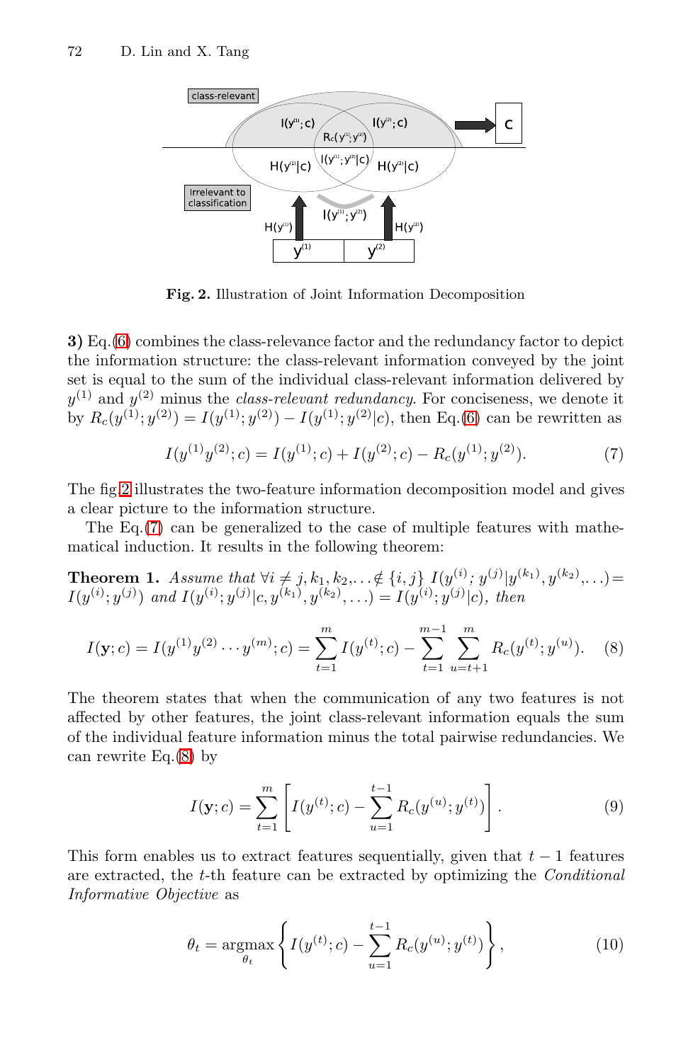**Fig. 2.** Illustration of Joint Information Decomposition

**3)** Eq.(6) combines the class-relevance factor and the redundancy factor to depict the information structure: the class-relevant information conveyed by the joint set is equal to the sum of the individual class-relevant information delivered by $y^{(1)}$ and $y^{(2)}$ minus the *class-relevant redundancy*. For conciseness, we denote it by $R_c(y^{(1)}; y^{(2)}) = I(y^{(1)}; y^{(2)}) - I(y^{(1)}; y^{(2)}|c)$, then Eq.(6) can be rewritten as

$$I(y^{(1)}y^{(2)}; c) = I(y^{(1)}; c) + I(y^{(2)}; c) - R_c(y^{(1)}; y^{(2)}). \tag{7}$$

The fig.2 illustrates the two-feature information decomposition model and gives a clear picture to the information structure.

The Eq.(7) can be generalized to the case of multiple features with mathematical induction. It results in the following theorem:

**Theorem 1.** *Assume that* $\forall i \neq j, k_1, k_2, \ldots \notin \{i, j\}$ $I(y^{(i)}; y^{(j)}|y^{(k_1)}, y^{(k_2)}, \ldots) = I(y^{(i)}; y^{(j)})$ *and* $I(y^{(i)}; y^{(j)}|c, y^{(k_1)}, y^{(k_2)}, \ldots) = I(y^{(i)}; y^{(j)}|c)$*, then*

$$I(\mathbf{y}; c) = I(y^{(1)}y^{(2)} \cdots y^{(m)}; c) = \sum_{t=1}^{m} I(y^{(t)}; c) - \sum_{t=1}^{m-1} \sum_{u=t+1}^{m} R_c(y^{(t)}; y^{(u)}). \tag{8}$$

The theorem states that when the communication of any two features is not affected by other features, the joint class-relevant information equals the sum of the individual feature information minus the total pairwise redundancies. We can rewrite Eq.(8) by

$$I(\mathbf{y}; c) = \sum_{t=1}^{m} \left[ I(y^{(t)}; c) - \sum_{u=1}^{t-1} R_c(y^{(u)}; y^{(t)}) \right]. \tag{9}$$

This form enables us to extract features sequentially, given that $t-1$ features are extracted, the $t$-th feature can be extracted by optimizing the *Conditional Informative Objective* as

$$\theta_t = \underset{\theta_t}{\operatorname{argmax}} \left\{ I(y^{(t)}; c) - \sum_{u=1}^{t-1} R_c(y^{(u)}; y^{(t)}) \right\}, \tag{10}$$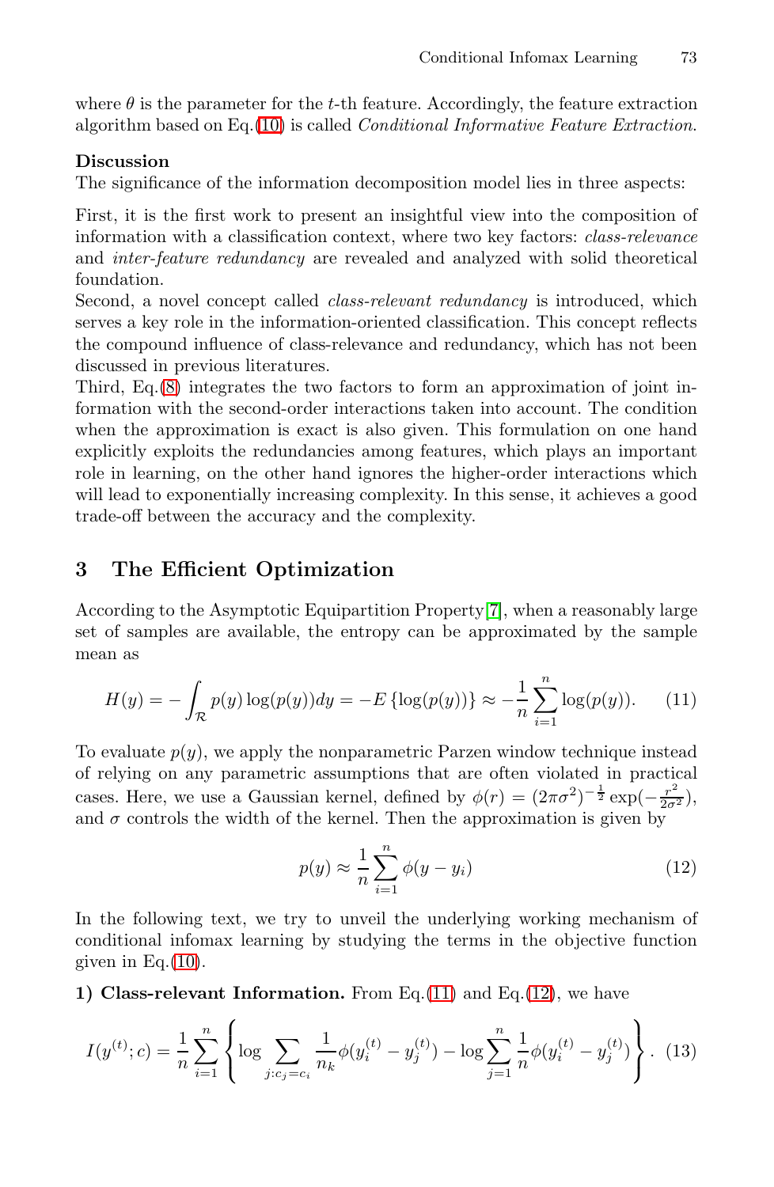where $\theta$ is the parameter for the $t$-th feature. Accordingly, the feature extraction algorithm based on Eq.(10) is called *Conditional Informative Feature Extraction*.

**Discussion**

The significance of the information decomposition model lies in three aspects:

First, it is the first work to present an insightful view into the composition of information with a classification context, where two key factors: *class-relevance* and *inter-feature redundancy* are revealed and analyzed with solid theoretical foundation.

Second, a novel concept called *class-relevant redundancy* is introduced, which serves a key role in the information-oriented classification. This concept reflects the compound influence of class-relevance and redundancy, which has not been discussed in previous literatures.

Third, Eq.(8) integrates the two factors to form an approximation of joint information with the second-order interactions taken into account. The condition when the approximation is exact is also given. This formulation on one hand explicitly exploits the redundancies among features, which plays an important role in learning, on the other hand ignores the higher-order interactions which will lead to exponentially increasing complexity. In this sense, it achieves a good trade-off between the accuracy and the complexity.

## 3 The Efficient Optimization

According to the Asymptotic Equipartition Property[7], when a reasonably large set of samples are available, the entropy can be approximated by the sample mean as

$$H(y) = -\int_{\mathcal{R}} p(y)\log(p(y))dy = -E\left\{\log(p(y))\right\} \approx -\frac{1}{n}\sum_{i=1}^{n}\log(p(y)). \quad (11)$$

To evaluate $p(y)$, we apply the nonparametric Parzen window technique instead of relying on any parametric assumptions that are often violated in practical cases. Here, we use a Gaussian kernel, defined by $\phi(r) = (2\pi\sigma^2)^{-\frac{1}{2}}\exp(-\frac{r^2}{2\sigma^2})$, and $\sigma$ controls the width of the kernel. Then the approximation is given by

$$p(y) \approx \frac{1}{n}\sum_{i=1}^{n}\phi(y - y_i) \quad (12)$$

In the following text, we try to unveil the underlying working mechanism of conditional infomax learning by studying the terms in the objective function given in Eq.(10).

**1) Class-relevant Information.** From Eq.(11) and Eq.(12), we have

$$I(y^{(t)};c) = \frac{1}{n}\sum_{i=1}^{n}\left\{\log\sum_{j:c_j=c_i}\frac{1}{n_k}\phi(y_i^{(t)} - y_j^{(t)}) - \log\sum_{j=1}^{n}\frac{1}{n}\phi(y_i^{(t)} - y_j^{(t)})\right\}. \quad (13)$$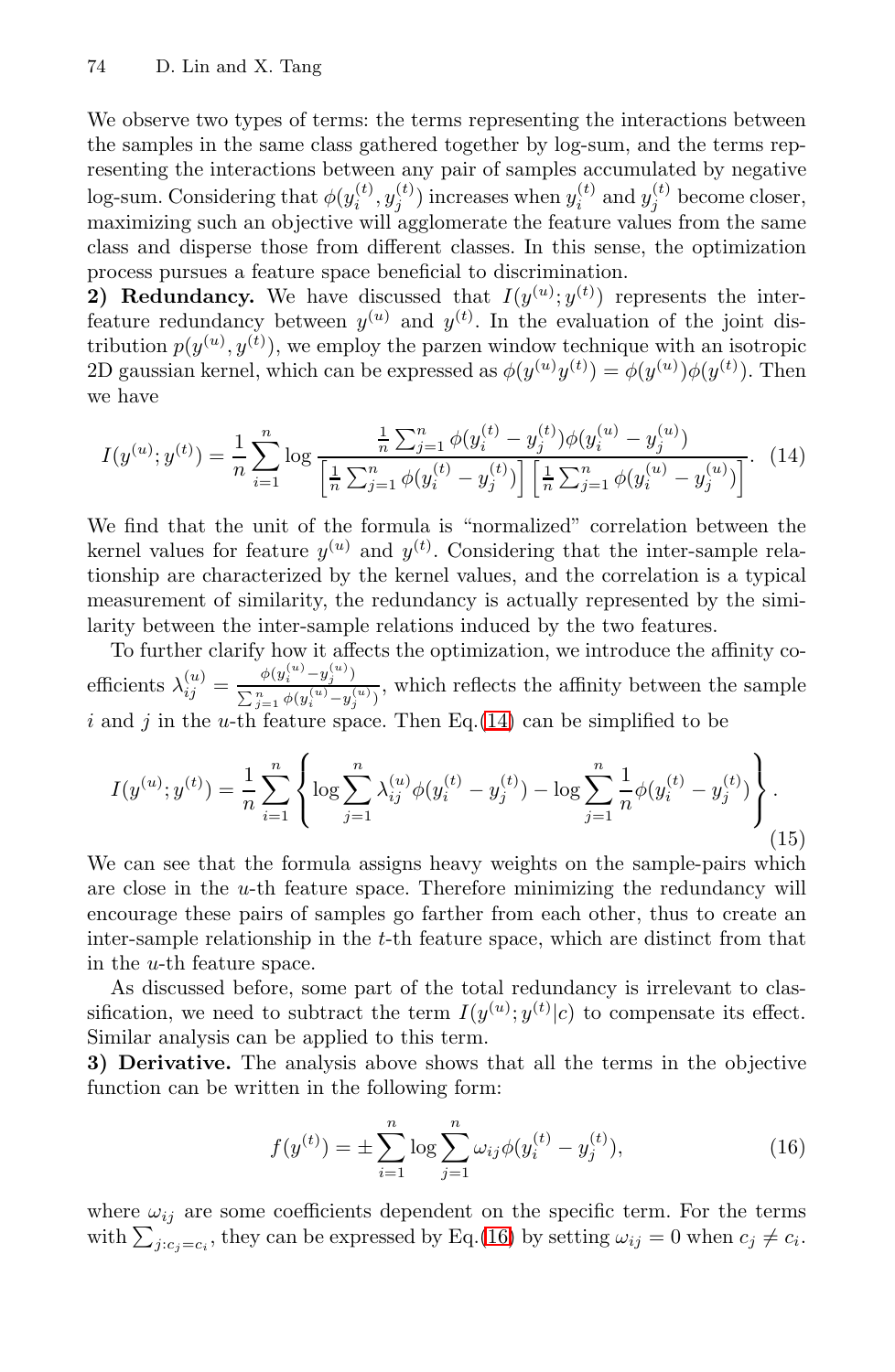We observe two types of terms: the terms representing the interactions between the samples in the same class gathered together by log-sum, and the terms representing the interactions between any pair of samples accumulated by negative log-sum. Considering that $\phi(y_i^{(t)}, y_j^{(t)})$ increases when $y_i^{(t)}$ and $y_j^{(t)}$ become closer, maximizing such an objective will agglomerate the feature values from the same class and disperse those from different classes. In this sense, the optimization process pursues a feature space beneficial to discrimination.

**2) Redundancy.** We have discussed that $I(y^{(u)}; y^{(t)})$ represents the inter-feature redundancy between $y^{(u)}$ and $y^{(t)}$. In the evaluation of the joint distribution $p(y^{(u)}, y^{(t)})$, we employ the parzen window technique with an isotropic 2D gaussian kernel, which can be expressed as $\phi(y^{(u)}y^{(t)}) = \phi(y^{(u)})\phi(y^{(t)})$. Then we have

$$I(y^{(u)}; y^{(t)}) = \frac{1}{n}\sum_{i=1}^{n} \log \frac{\frac{1}{n}\sum_{j=1}^{n} \phi(y_i^{(t)} - y_j^{(t)})\phi(y_i^{(u)} - y_j^{(u)})}{\left[\frac{1}{n}\sum_{j=1}^{n} \phi(y_i^{(t)} - y_j^{(t)})\right]\left[\frac{1}{n}\sum_{j=1}^{n} \phi(y_i^{(u)} - y_j^{(u)})\right]}. \quad (14)$$

We find that the unit of the formula is "normalized" correlation between the kernel values for feature $y^{(u)}$ and $y^{(t)}$. Considering that the inter-sample relationship are characterized by the kernel values, and the correlation is a typical measurement of similarity, the redundancy is actually represented by the similarity between the inter-sample relations induced by the two features.

To further clarify how it affects the optimization, we introduce the affinity coefficients $\lambda_{ij}^{(u)} = \frac{\phi(y_i^{(u)} - y_j^{(u)})}{\sum_{j=1}^{n} \phi(y_i^{(u)} - y_j^{(u)})}$, which reflects the affinity between the sample $i$ and $j$ in the $u$-th feature space. Then Eq.(14) can be simplified to be

$$I(y^{(u)}; y^{(t)}) = \frac{1}{n}\sum_{i=1}^{n} \left\{ \log \sum_{j=1}^{n} \lambda_{ij}^{(u)} \phi(y_i^{(t)} - y_j^{(t)}) - \log \sum_{j=1}^{n} \frac{1}{n}\phi(y_i^{(t)} - y_j^{(t)}) \right\}. \quad (15)$$

We can see that the formula assigns heavy weights on the sample-pairs which are close in the $u$-th feature space. Therefore minimizing the redundancy will encourage these pairs of samples go farther from each other, thus to create an inter-sample relationship in the $t$-th feature space, which are distinct from that in the $u$-th feature space.

As discussed before, some part of the total redundancy is irrelevant to classification, we need to subtract the term $I(y^{(u)}; y^{(t)}|c)$ to compensate its effect. Similar analysis can be applied to this term.

**3) Derivative.** The analysis above shows that all the terms in the objective function can be written in the following form:

$$f(y^{(t)}) = \pm \sum_{i=1}^{n} \log \sum_{j=1}^{n} \omega_{ij} \phi(y_i^{(t)} - y_j^{(t)}), \quad (16)$$

where $\omega_{ij}$ are some coefficients dependent on the specific term. For the terms with $\sum_{j:c_j=c_i}$, they can be expressed by Eq.(16) by setting $\omega_{ij} = 0$ when $c_j \neq c_i$.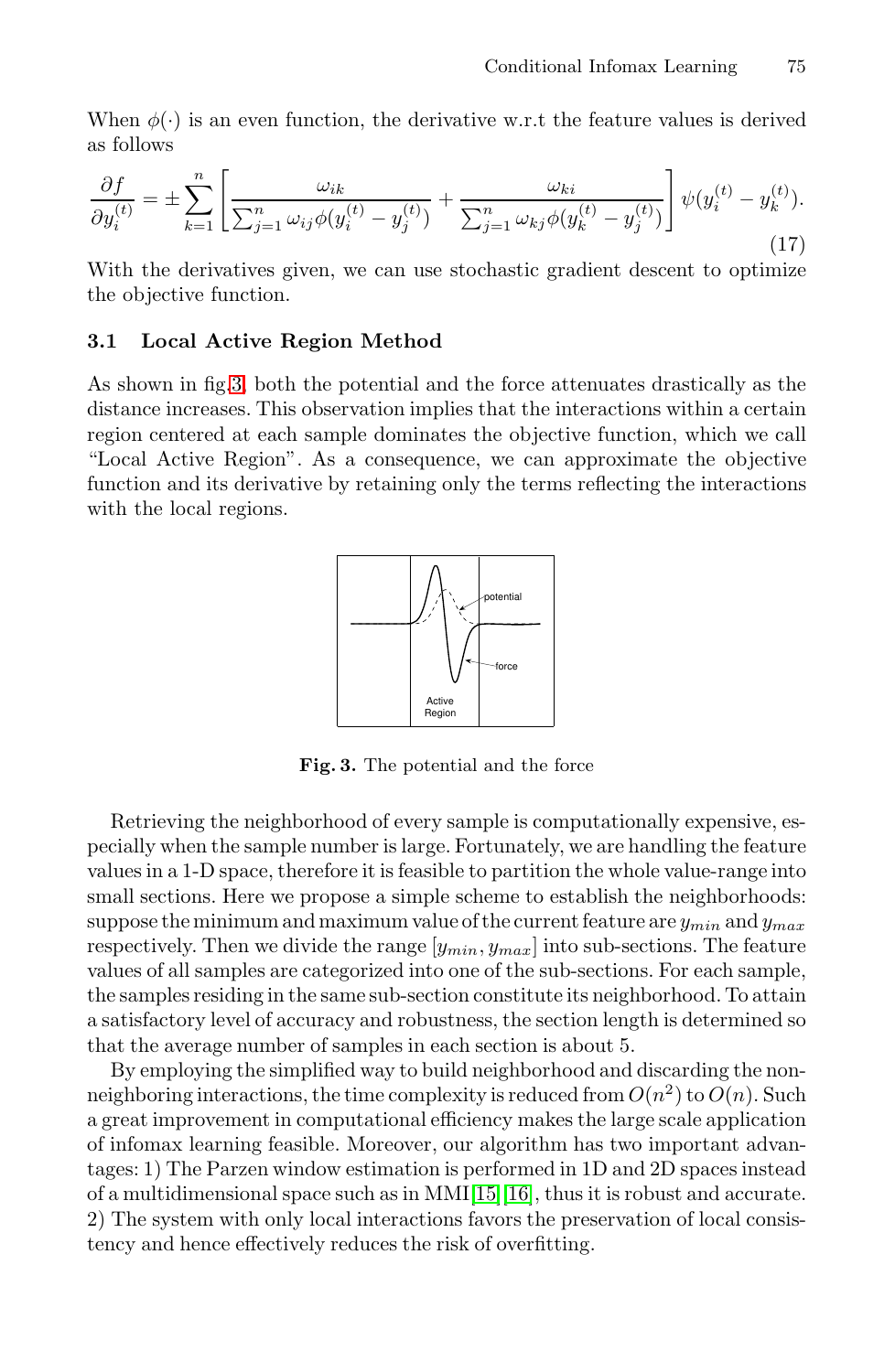When $\phi(\cdot)$ is an even function, the derivative w.r.t the feature values is derived as follows

$$\frac{\partial f}{\partial y_i^{(t)}} = \pm \sum_{k=1}^{n} \left[ \frac{\omega_{ik}}{\sum_{j=1}^{n} \omega_{ij} \phi(y_i^{(t)} - y_j^{(t)})} + \frac{\omega_{ki}}{\sum_{j=1}^{n} \omega_{kj} \phi(y_k^{(t)} - y_j^{(t)})} \right] \psi(y_i^{(t)} - y_k^{(t)}). \tag{17}$$

With the derivatives given, we can use stochastic gradient descent to optimize the objective function.

### 3.1 Local Active Region Method

As shown in fig.3, both the potential and the force attenuates drastically as the distance increases. This observation implies that the interactions within a certain region centered at each sample dominates the objective function, which we call "Local Active Region". As a consequence, we can approximate the objective function and its derivative by retaining only the terms reflecting the interactions with the local regions.

**Fig. 3.** The potential and the force

Retrieving the neighborhood of every sample is computationally expensive, especially when the sample number is large. Fortunately, we are handling the feature values in a 1-D space, therefore it is feasible to partition the whole value-range into small sections. Here we propose a simple scheme to establish the neighborhoods: suppose the minimum and maximum value of the current feature are $y_{min}$ and $y_{max}$ respectively. Then we divide the range $[y_{min}, y_{max}]$ into sub-sections. The feature values of all samples are categorized into one of the sub-sections. For each sample, the samples residing in the same sub-section constitute its neighborhood. To attain a satisfactory level of accuracy and robustness, the section length is determined so that the average number of samples in each section is about 5.

By employing the simplified way to build neighborhood and discarding the non-neighboring interactions, the time complexity is reduced from $O(n^2)$ to $O(n)$. Such a great improvement in computational efficiency makes the large scale application of infomax learning feasible. Moreover, our algorithm has two important advantages: 1) The Parzen window estimation is performed in 1D and 2D spaces instead of a multidimensional space such as in MMI[15][16], thus it is robust and accurate. 2) The system with only local interactions favors the preservation of local consistency and hence effectively reduces the risk of overfitting.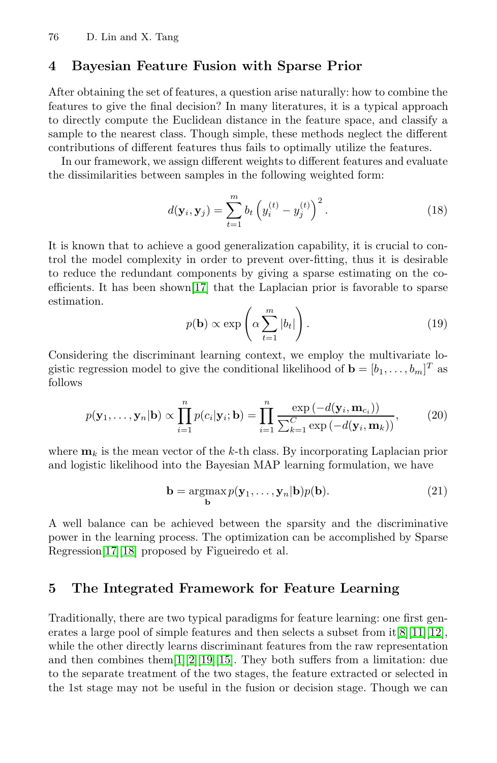## 4 Bayesian Feature Fusion with Sparse Prior

After obtaining the set of features, a question arise naturally: how to combine the features to give the final decision? In many literatures, it is a typical approach to directly compute the Euclidean distance in the feature space, and classify a sample to the nearest class. Though simple, these methods neglect the different contributions of different features thus fails to optimally utilize the features.

In our framework, we assign different weights to different features and evaluate the dissimilarities between samples in the following weighted form:

$$d(\mathbf{y}_i, \mathbf{y}_j) = \sum_{t=1}^{m} b_t \left( y_i^{(t)} - y_j^{(t)} \right)^2. \tag{18}$$

It is known that to achieve a good generalization capability, it is crucial to control the model complexity in order to prevent over-fitting, thus it is desirable to reduce the redundant components by giving a sparse estimating on the coefficients. It has been shown[17] that the Laplacian prior is favorable to sparse estimation.

$$p(\mathbf{b}) \propto \exp\left( \alpha \sum_{t=1}^{m} |b_t| \right). \tag{19}$$

Considering the discriminant learning context, we employ the multivariate logistic regression model to give the conditional likelihood of $\mathbf{b} = [b_1, \ldots, b_m]^T$ as follows

$$p(\mathbf{y}_1, \ldots, \mathbf{y}_n | \mathbf{b}) \propto \prod_{i=1}^{n} p(c_i | \mathbf{y}_i; \mathbf{b}) = \prod_{i=1}^{n} \frac{\exp\left(-d(\mathbf{y}_i, \mathbf{m}_{c_i})\right)}{\sum_{k=1}^{C} \exp\left(-d(\mathbf{y}_i, \mathbf{m}_k)\right)}, \tag{20}$$

where $\mathbf{m}_k$ is the mean vector of the $k$-th class. By incorporating Laplacian prior and logistic likelihood into the Bayesian MAP learning formulation, we have

$$\mathbf{b} = \underset{\mathbf{b}}{\operatorname{argmax}}\, p(\mathbf{y}_1, \ldots, \mathbf{y}_n | \mathbf{b}) p(\mathbf{b}). \tag{21}$$

A well balance can be achieved between the sparsity and the discriminative power in the learning process. The optimization can be accomplished by Sparse Regression[17][18] proposed by Figueiredo et al.

## 5 The Integrated Framework for Feature Learning

Traditionally, there are two typical paradigms for feature learning: one first generates a large pool of simple features and then selects a subset from it[8][11][12], while the other directly learns discriminant features from the raw representation and then combines them[1][2][19][15]. They both suffers from a limitation: due to the separate treatment of the two stages, the feature extracted or selected in the 1st stage may not be useful in the fusion or decision stage. Though we can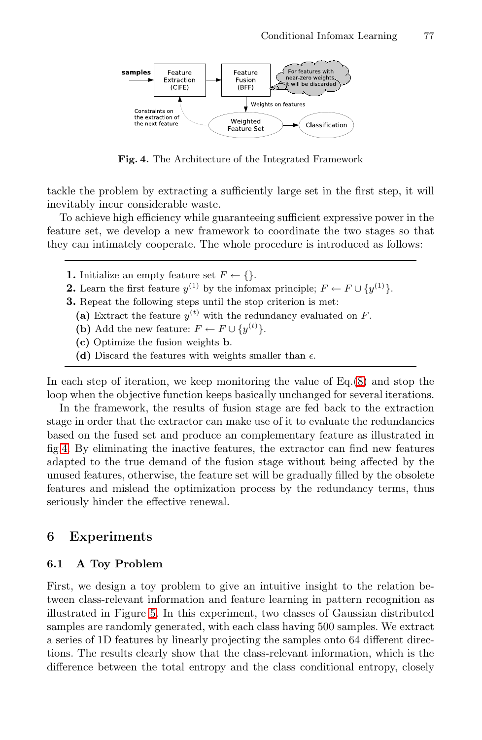**Fig. 4.** The Architecture of the Integrated Framework

tackle the problem by extracting a sufficiently large set in the first step, it will inevitably incur considerable waste.

To achieve high efficiency while guaranteeing sufficient expressive power in the feature set, we develop a new framework to coordinate the two stages so that they can intimately cooperate. The whole procedure is introduced as follows:

---

**1.** Initialize an empty feature set $F \leftarrow \{\}$.
**2.** Learn the first feature $y^{(1)}$ by the infomax principle; $F \leftarrow F \cup \{y^{(1)}\}$.
**3.** Repeat the following steps until the stop criterion is met:
  **(a)** Extract the feature $y^{(t)}$ with the redundancy evaluated on $F$.
  **(b)** Add the new feature: $F \leftarrow F \cup \{y^{(t)}\}$.
  **(c)** Optimize the fusion weights $\mathbf{b}$.
  **(d)** Discard the features with weights smaller than $\epsilon$.

---

In each step of iteration, we keep monitoring the value of Eq.(8) and stop the loop when the objective function keeps basically unchanged for several iterations.

In the framework, the results of fusion stage are fed back to the extraction stage in order that the extractor can make use of it to evaluate the redundancies based on the fused set and produce an complementary feature as illustrated in fig.4. By eliminating the inactive features, the extractor can find new features adapted to the true demand of the fusion stage without being affected by the unused features, otherwise, the feature set will be gradually filled by the obsolete features and mislead the optimization process by the redundancy terms, thus seriously hinder the effective renewal.

## 6 Experiments

### 6.1 A Toy Problem

First, we design a toy problem to give an intuitive insight to the relation between class-relevant information and feature learning in pattern recognition as illustrated in Figure 5. In this experiment, two classes of Gaussian distributed samples are randomly generated, with each class having 500 samples. We extract a series of 1D features by linearly projecting the samples onto 64 different directions. The results clearly show that the class-relevant information, which is the difference between the total entropy and the class conditional entropy, closely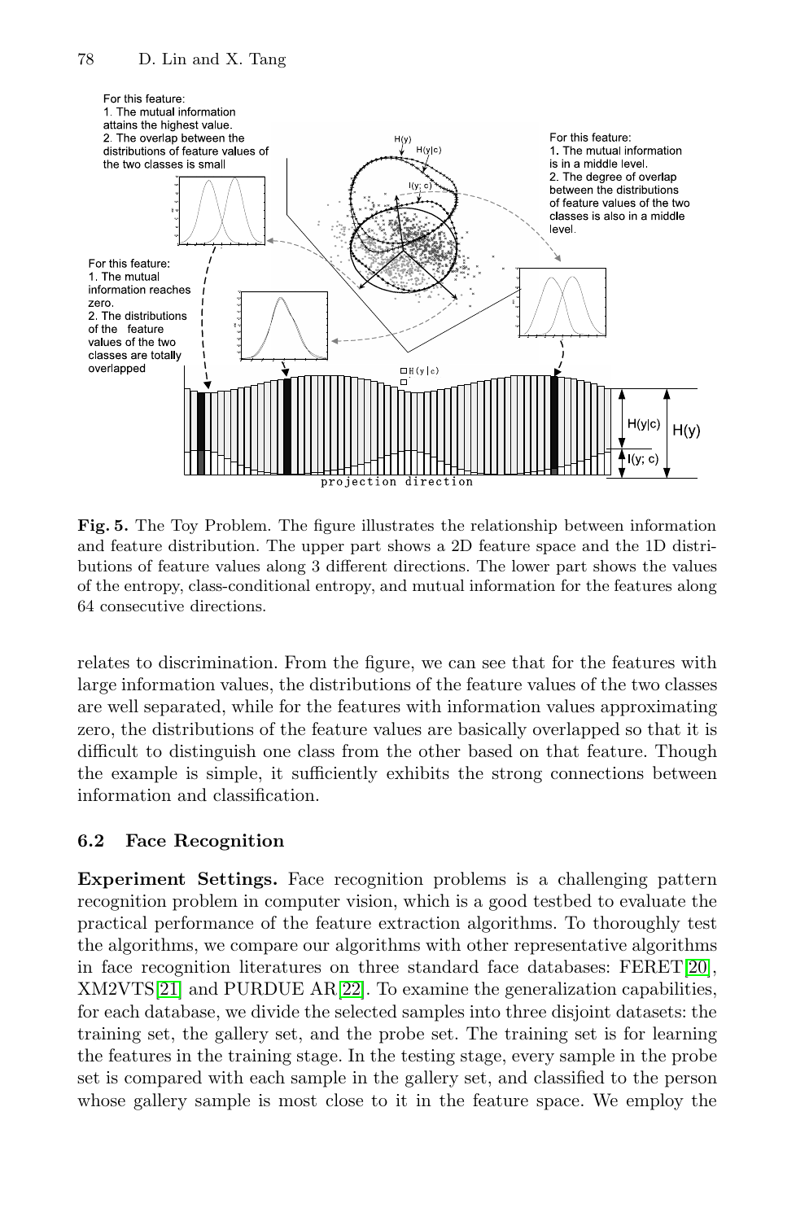**Fig. 5.** The Toy Problem. The figure illustrates the relationship between information and feature distribution. The upper part shows a 2D feature space and the 1D distributions of feature values along 3 different directions. The lower part shows the values of the entropy, class-conditional entropy, and mutual information for the features along 64 consecutive directions.

relates to discrimination. From the figure, we can see that for the features with large information values, the distributions of the feature values of the two classes are well separated, while for the features with information values approximating zero, the distributions of the feature values are basically overlapped so that it is difficult to distinguish one class from the other based on that feature. Though the example is simple, it sufficiently exhibits the strong connections between information and classification.

### 6.2 Face Recognition

**Experiment Settings.** Face recognition problems is a challenging pattern recognition problem in computer vision, which is a good testbed to evaluate the practical performance of the feature extraction algorithms. To thoroughly test the algorithms, we compare our algorithms with other representative algorithms in face recognition literatures on three standard face databases: FERET[20], XM2VTS[21] and PURDUE AR[22]. To examine the generalization capabilities, for each database, we divide the selected samples into three disjoint datasets: the training set, the gallery set, and the probe set. The training set is for learning the features in the training stage. In the testing stage, every sample in the probe set is compared with each sample in the gallery set, and classified to the person whose gallery sample is most close to it in the feature space. We employ the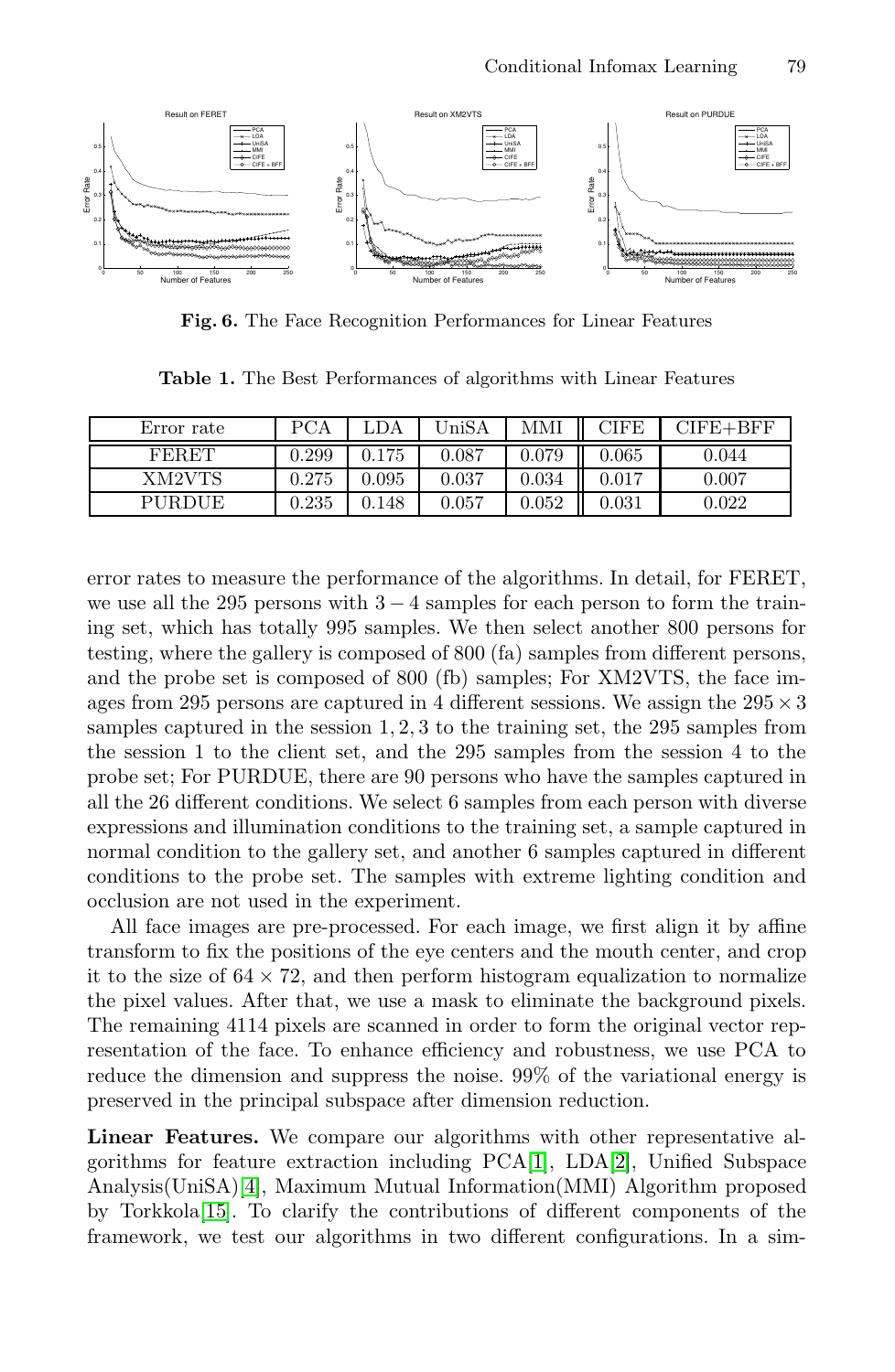**Fig. 6.** The Face Recognition Performances for Linear Features

**Table 1.** The Best Performances of algorithms with Linear Features

| Error rate | PCA | LDA | UniSA | MMI | CIFE | CIFE+BFF |
|---|---|---|---|---|---|---|
| FERET | 0.299 | 0.175 | 0.087 | 0.079 | 0.065 | 0.044 |
| XM2VTS | 0.275 | 0.095 | 0.037 | 0.034 | 0.017 | 0.007 |
| PURDUE | 0.235 | 0.148 | 0.057 | 0.052 | 0.031 | 0.022 |

error rates to measure the performance of the algorithms. In detail, for FERET, we use all the 295 persons with $3-4$ samples for each person to form the training set, which has totally 995 samples. We then select another 800 persons for testing, where the gallery is composed of 800 (fa) samples from different persons, and the probe set is composed of 800 (fb) samples; For XM2VTS, the face images from 295 persons are captured in 4 different sessions. We assign the $295 \times 3$ samples captured in the session $1, 2, 3$ to the training set, the 295 samples from the session 1 to the client set, and the 295 samples from the session 4 to the probe set; For PURDUE, there are 90 persons who have the samples captured in all the 26 different conditions. We select 6 samples from each person with diverse expressions and illumination conditions to the training set, a sample captured in normal condition to the gallery set, and another 6 samples captured in different conditions to the probe set. The samples with extreme lighting condition and occlusion are not used in the experiment.

All face images are pre-processed. For each image, we first align it by affine transform to fix the positions of the eye centers and the mouth center, and crop it to the size of $64 \times 72$, and then perform histogram equalization to normalize the pixel values. After that, we use a mask to eliminate the background pixels. The remaining 4114 pixels are scanned in order to form the original vector representation of the face. To enhance efficiency and robustness, we use PCA to reduce the dimension and suppress the noise. 99% of the variational energy is preserved in the principal subspace after dimension reduction.

**Linear Features.** We compare our algorithms with other representative algorithms for feature extraction including PCA[1], LDA[2], Unified Subspace Analysis(UniSA)[4], Maximum Mutual Information(MMI) Algorithm proposed by Torkkola[15]. To clarify the contributions of different components of the framework, we test our algorithms in two different configurations. In a sim-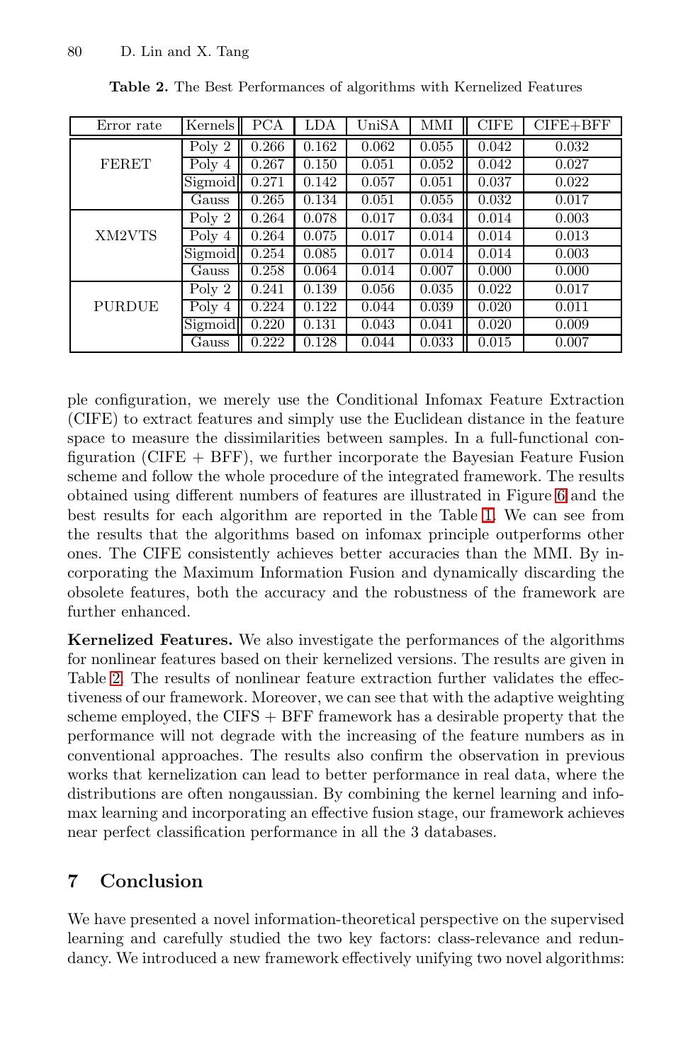**Table 2.** The Best Performances of algorithms with Kernelized Features

| Error rate | Kernels | PCA | LDA | UniSA | MMI | CIFE | CIFE+BFF |
|---|---|---|---|---|---|---|---|
| FERET | Poly 2 | 0.266 | 0.162 | 0.062 | 0.055 | 0.042 | 0.032 |
| | Poly 4 | 0.267 | 0.150 | 0.051 | 0.052 | 0.042 | 0.027 |
| | Sigmoid | 0.271 | 0.142 | 0.057 | 0.051 | 0.037 | 0.022 |
| | Gauss | 0.265 | 0.134 | 0.051 | 0.055 | 0.032 | 0.017 |
| XM2VTS | Poly 2 | 0.264 | 0.078 | 0.017 | 0.034 | 0.014 | 0.003 |
| | Poly 4 | 0.264 | 0.075 | 0.017 | 0.014 | 0.014 | 0.013 |
| | Sigmoid | 0.254 | 0.085 | 0.017 | 0.014 | 0.014 | 0.003 |
| | Gauss | 0.258 | 0.064 | 0.014 | 0.007 | 0.000 | 0.000 |
| PURDUE | Poly 2 | 0.241 | 0.139 | 0.056 | 0.035 | 0.022 | 0.017 |
| | Poly 4 | 0.224 | 0.122 | 0.044 | 0.039 | 0.020 | 0.011 |
| | Sigmoid | 0.220 | 0.131 | 0.043 | 0.041 | 0.020 | 0.009 |
| | Gauss | 0.222 | 0.128 | 0.044 | 0.033 | 0.015 | 0.007 |

ple configuration, we merely use the Conditional Infomax Feature Extraction (CIFE) to extract features and simply use the Euclidean distance in the feature space to measure the dissimilarities between samples. In a full-functional configuration (CIFE + BFF), we further incorporate the Bayesian Feature Fusion scheme and follow the whole procedure of the integrated framework. The results obtained using different numbers of features are illustrated in Figure 6 and the best results for each algorithm are reported in the Table 1. We can see from the results that the algorithms based on infomax principle outperforms other ones. The CIFE consistently achieves better accuracies than the MMI. By incorporating the Maximum Information Fusion and dynamically discarding the obsolete features, both the accuracy and the robustness of the framework are further enhanced.

**Kernelized Features.** We also investigate the performances of the algorithms for nonlinear features based on their kernelized versions. The results are given in Table 2. The results of nonlinear feature extraction further validates the effectiveness of our framework. Moreover, we can see that with the adaptive weighting scheme employed, the CIFS + BFF framework has a desirable property that the performance will not degrade with the increasing of the feature numbers as in conventional approaches. The results also confirm the observation in previous works that kernelization can lead to better performance in real data, where the distributions are often nongaussian. By combining the kernel learning and infomax learning and incorporating an effective fusion stage, our framework achieves near perfect classification performance in all the 3 databases.

## 7 Conclusion

We have presented a novel information-theoretical perspective on the supervised learning and carefully studied the two key factors: class-relevance and redundancy. We introduced a new framework effectively unifying two novel algorithms: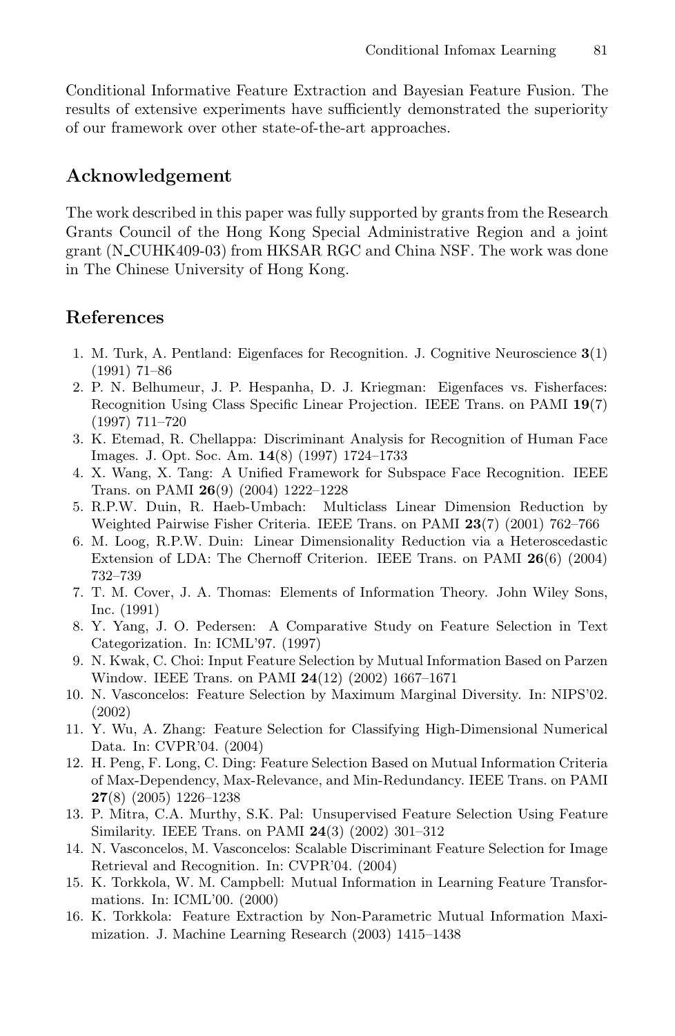Conditional Informative Feature Extraction and Bayesian Feature Fusion. The results of extensive experiments have sufficiently demonstrated the superiority of our framework over other state-of-the-art approaches.

## Acknowledgement

The work described in this paper was fully supported by grants from the Research Grants Council of the Hong Kong Special Administrative Region and a joint grant (N_CUHK409-03) from HKSAR RGC and China NSF. The work was done in The Chinese University of Hong Kong.

## References

1. M. Turk, A. Pentland: Eigenfaces for Recognition. J. Cognitive Neuroscience **3**(1) (1991) 71–86
2. P. N. Belhumeur, J. P. Hespanha, D. J. Kriegman: Eigenfaces vs. Fisherfaces: Recognition Using Class Specific Linear Projection. IEEE Trans. on PAMI **19**(7) (1997) 711–720
3. K. Etemad, R. Chellappa: Discriminant Analysis for Recognition of Human Face Images. J. Opt. Soc. Am. **14**(8) (1997) 1724–1733
4. X. Wang, X. Tang: A Unified Framework for Subspace Face Recognition. IEEE Trans. on PAMI **26**(9) (2004) 1222–1228
5. R.P.W. Duin, R. Haeb-Umbach: Multiclass Linear Dimension Reduction by Weighted Pairwise Fisher Criteria. IEEE Trans. on PAMI **23**(7) (2001) 762–766
6. M. Loog, R.P.W. Duin: Linear Dimensionality Reduction via a Heteroscedastic Extension of LDA: The Chernoff Criterion. IEEE Trans. on PAMI **26**(6) (2004) 732–739
7. T. M. Cover, J. A. Thomas: Elements of Information Theory. John Wiley Sons, Inc. (1991)
8. Y. Yang, J. O. Pedersen: A Comparative Study on Feature Selection in Text Categorization. In: ICML'97. (1997)
9. N. Kwak, C. Choi: Input Feature Selection by Mutual Information Based on Parzen Window. IEEE Trans. on PAMI **24**(12) (2002) 1667–1671
10. N. Vasconcelos: Feature Selection by Maximum Marginal Diversity. In: NIPS'02. (2002)
11. Y. Wu, A. Zhang: Feature Selection for Classifying High-Dimensional Numerical Data. In: CVPR'04. (2004)
12. H. Peng, F. Long, C. Ding: Feature Selection Based on Mutual Information Criteria of Max-Dependency, Max-Relevance, and Min-Redundancy. IEEE Trans. on PAMI **27**(8) (2005) 1226–1238
13. P. Mitra, C.A. Murthy, S.K. Pal: Unsupervised Feature Selection Using Feature Similarity. IEEE Trans. on PAMI **24**(3) (2002) 301–312
14. N. Vasconcelos, M. Vasconcelos: Scalable Discriminant Feature Selection for Image Retrieval and Recognition. In: CVPR'04. (2004)
15. K. Torkkola, W. M. Campbell: Mutual Information in Learning Feature Transformations. In: ICML'00. (2000)
16. K. Torkkola: Feature Extraction by Non-Parametric Mutual Information Maximization. J. Machine Learning Research (2003) 1415–1438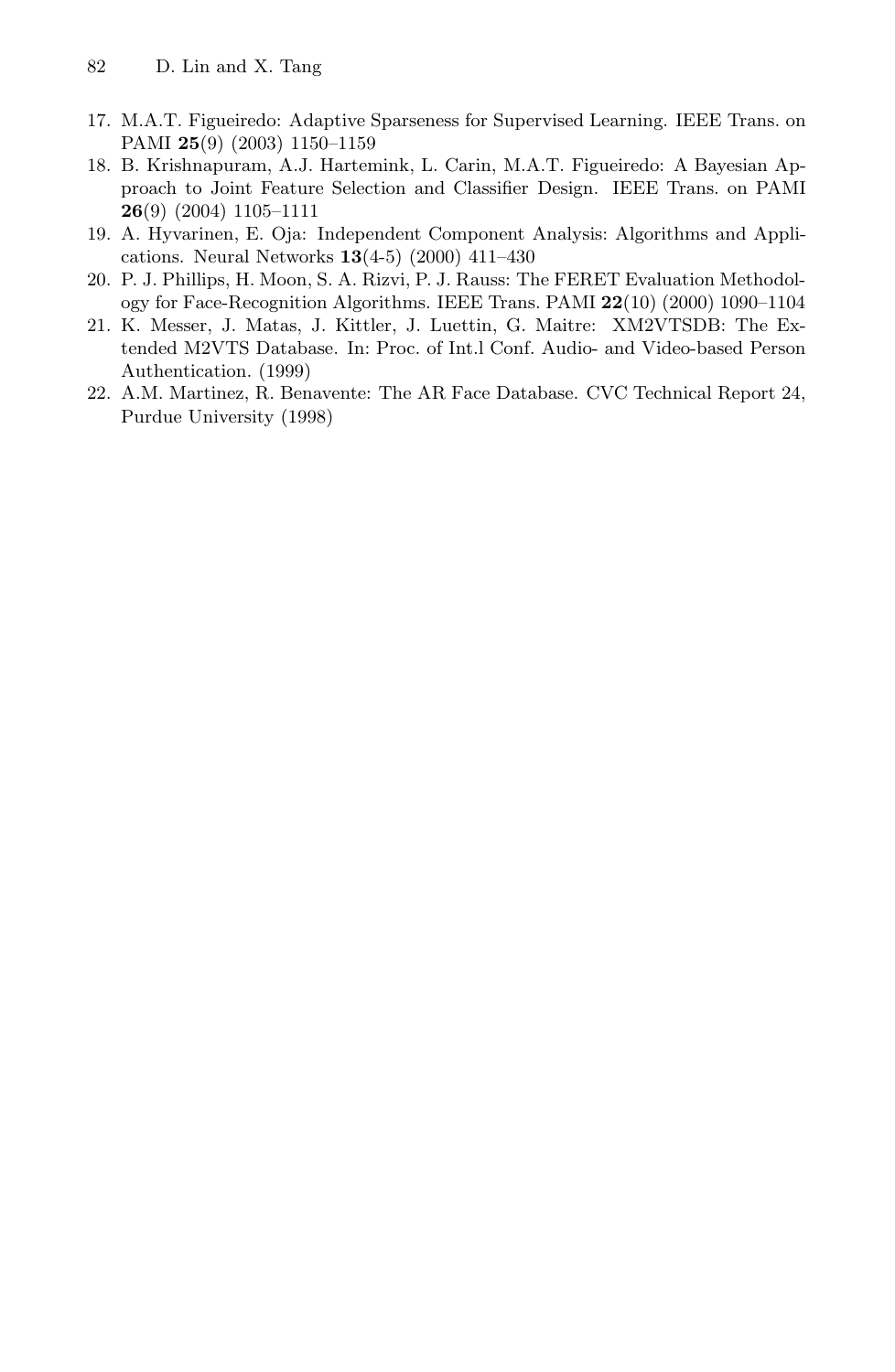17. M.A.T. Figueiredo: Adaptive Sparseness for Supervised Learning. IEEE Trans. on PAMI **25**(9) (2003) 1150–1159
18. B. Krishnapuram, A.J. Hartemink, L. Carin, M.A.T. Figueiredo: A Bayesian Approach to Joint Feature Selection and Classifier Design. IEEE Trans. on PAMI **26**(9) (2004) 1105–1111
19. A. Hyvarinen, E. Oja: Independent Component Analysis: Algorithms and Applications. Neural Networks **13**(4-5) (2000) 411–430
20. P. J. Phillips, H. Moon, S. A. Rizvi, P. J. Rauss: The FERET Evaluation Methodology for Face-Recognition Algorithms. IEEE Trans. PAMI **22**(10) (2000) 1090–1104
21. K. Messer, J. Matas, J. Kittler, J. Luettin, G. Maitre: XM2VTSDB: The Extended M2VTS Database. In: Proc. of Int.l Conf. Audio- and Video-based Person Authentication. (1999)
22. A.M. Martinez, R. Benavente: The AR Face Database. CVC Technical Report 24, Purdue University (1998)